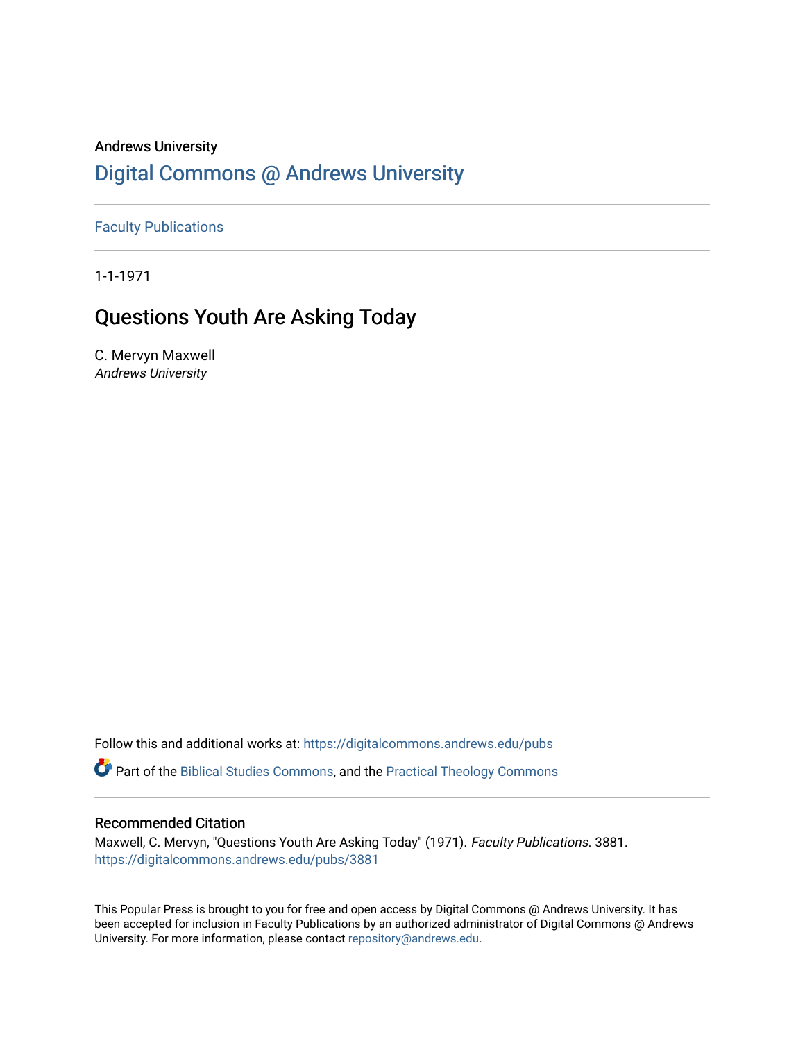Andrews University

# Digital Commons @ Andrews University

Faculty Publications

1-1-1971

## Questions Youth Are Asking Today

C. Mervyn Maxwell
*Andrews University*

Follow this and additional works at: https://digitalcommons.andrews.edu/pubs

Part of the Biblical Studies Commons, and the Practical Theology Commons

### Recommended Citation

Maxwell, C. Mervyn, "Questions Youth Are Asking Today" (1971). *Faculty Publications*. 3881.
https://digitalcommons.andrews.edu/pubs/3881

This Popular Press is brought to you for free and open access by Digital Commons @ Andrews University. It has been accepted for inclusion in Faculty Publications by an authorized administrator of Digital Commons @ Andrews University. For more information, please contact repository@andrews.edu.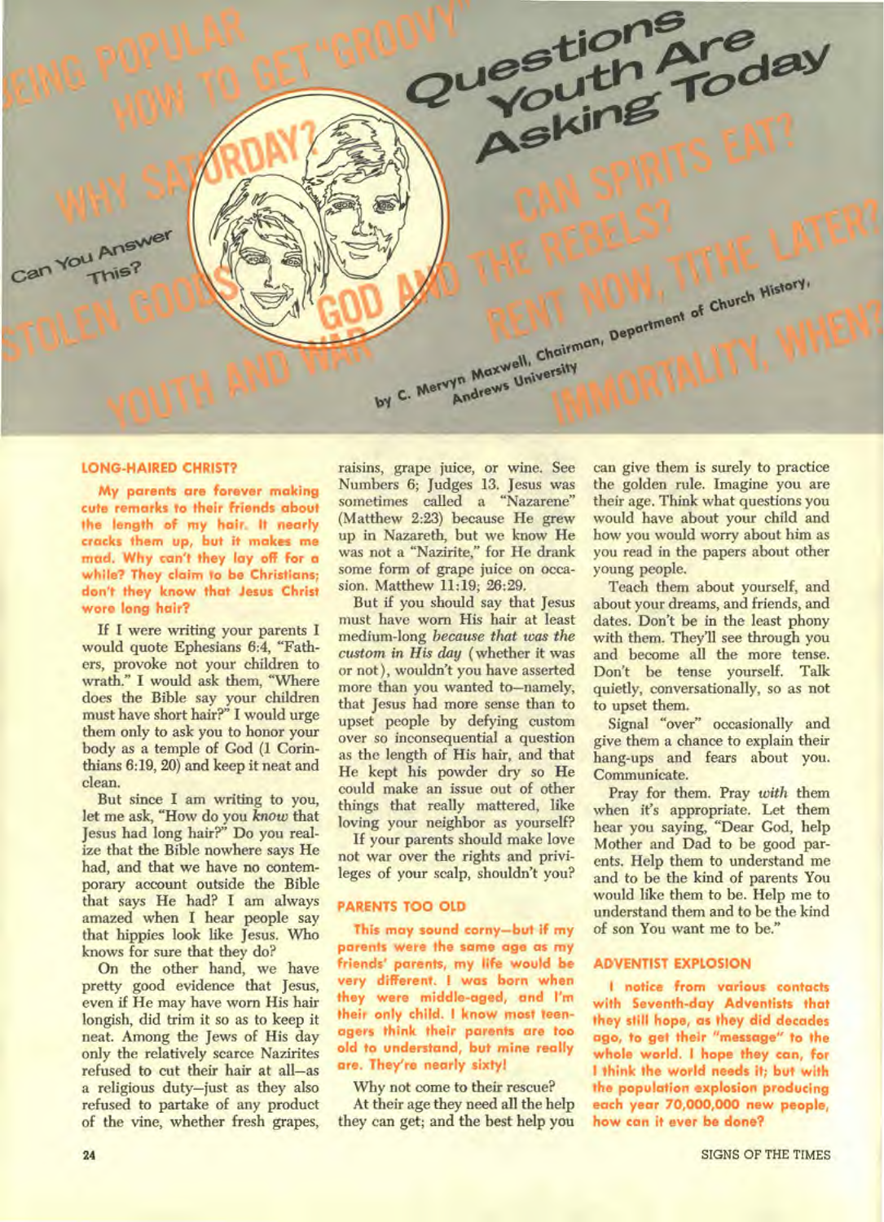# Questions Youth Are Asking Today

Can You Answer This?

BEING POPULAR · HOW TO GET "GROOVY" · WHY SATURDAY? · CAN SPIRITS EAT? · STOLEN GOODS · GOD AND THE REBELS? · RENT NOW, TITHE LATER? · YOUTH AND WAR · IMMORTALITY, WHEN?

by C. Mervyn Maxwell, Chairman, Department of Church History, Andrews University

### LONG-HAIRED CHRIST?

**My parents are forever making cute remarks to their friends about the length of my hair. It nearly cracks them up, but it makes me mad. Why can't they lay off for a while? They claim to be Christians; don't they know that Jesus Christ wore long hair?**

If I were writing your parents I would quote Ephesians 6:4, "Fathers, provoke not your children to wrath." I would ask them, "Where does the Bible say your children must have short hair?" I would urge them only to ask you to honor your body as a temple of God (1 Corinthians 6:19, 20) and keep it neat and clean.

But since I am writing to you, let me ask, "How do you *know* that Jesus had long hair?" Do you realize that the Bible nowhere says He had, and that we have no contemporary account outside the Bible that says He had? I am always amazed when I hear people say that hippies look like Jesus. Who knows for sure that they do?

On the other hand, we have pretty good evidence that Jesus, even if He may have worn His hair longish, did trim it so as to keep it neat. Among the Jews of His day only the relatively scarce Nazirites refused to cut their hair at all—as a religious duty—just as they also refused to partake of any product of the vine, whether fresh grapes, raisins, grape juice, or wine. See Numbers 6; Judges 13. Jesus was sometimes called a "Nazarene" (Matthew 2:23) because He grew up in Nazareth, but we know He was not a "Nazirite," for He drank some form of grape juice on occasion. Matthew 11:19; 26:29.

But if you should say that Jesus must have worn His hair at least medium-long *because that was the custom in His day* (whether it was or not), wouldn't you have asserted more than you wanted to—namely, that Jesus had more sense than to upset people by defying custom over so inconsequential a question as the length of His hair, and that He kept his powder dry so He could make an issue out of other things that really mattered, like loving your neighbor as yourself?

If your parents should make love not war over the rights and privileges of your scalp, shouldn't you?

### PARENTS TOO OLD

**This may sound corny—but if my parents were the same age as my friends' parents, my life would be very different. I was born when they were middle-aged, and I'm their only child. I know most teenagers think their parents are too old to understand, but mine really are. They're nearly sixty!**

Why not come to their rescue?

At their age they need all the help they can get; and the best help you can give them is surely to practice the golden rule. Imagine you are their age. Think what questions you would have about your child and how you would worry about him as you read in the papers about other young people.

Teach them about yourself, and about your dreams, and friends, and dates. Don't be in the least phony with them. They'll see through you and become all the more tense. Don't be tense yourself. Talk quietly, conversationally, so as not to upset them.

Signal "over" occasionally and give them a chance to explain their hang-ups and fears about you. Communicate.

Pray for them. Pray *with* them when it's appropriate. Let them hear you saying, "Dear God, help Mother and Dad to be good parents. Help them to understand me and to be the kind of parents You would like them to be. Help me to understand them and to be the kind of son You want me to be."

### ADVENTIST EXPLOSION

**I notice from various contacts with Seventh-day Adventists that they still hope, as they did decades ago, to get their "message" to the whole world. I hope they can, for I think the world needs it; but with the population explosion producing each year 70,000,000 new people, how can it ever be done?**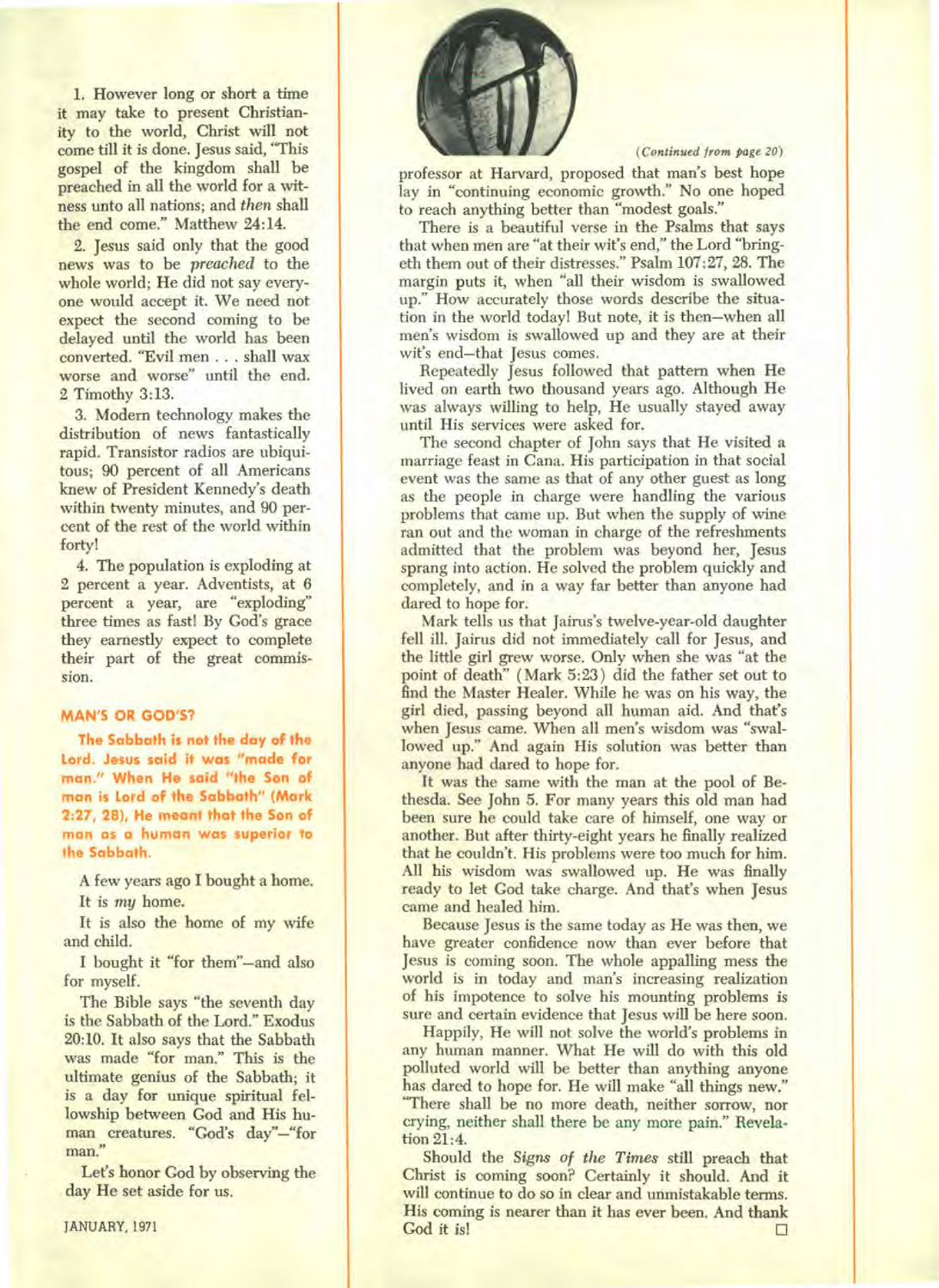1. However long or short a time it may take to present Christianity to the world, Christ will not come till it is done. Jesus said, "This gospel of the kingdom shall be preached in all the world for a witness unto all nations; and *then* shall the end come." Matthew 24:14.

2. Jesus said only that the good news was to be *preached* to the whole world; He did not say everyone would accept it. We need not expect the second coming to be delayed until the world has been converted. "Evil men . . . shall wax worse and worse" until the end. 2 Timothy 3:13.

3. Modern technology makes the distribution of news fantastically rapid. Transistor radios are ubiquitous; 90 percent of all Americans knew of President Kennedy's death within twenty minutes, and 90 percent of the rest of the world within forty!

4. The population is exploding at 2 percent a year. Adventists, at 6 percent a year, are "exploding" three times as fast! By God's grace they earnestly expect to complete their part of the great commission.

### MAN'S OR GOD'S?

**The Sabbath is not the day of the Lord. Jesus said it was "made for man." When He said "the Son of man is Lord of the Sabbath" (Mark 2:27, 28), He meant that the Son of man as a human was superior to the Sabbath.**

A few years ago I bought a home. It is *my* home.

It is also the home of my wife and child.

I bought it "for them"—and also for myself.

The Bible says "the seventh day is the Sabbath of the Lord." Exodus 20:10. It also says that the Sabbath was made "for man." This is the ultimate genius of the Sabbath; it is a day for unique spiritual fellowship between God and His human creatures. "God's day"—"for man."

Let's honor God by observing the day He set aside for us.

*(Continued from page 20)*

professor at Harvard, proposed that man's best hope lay in "continuing economic growth." No one hoped to reach anything better than "modest goals."

There is a beautiful verse in the Psalms that says that when men are "at their wit's end," the Lord "bringeth them out of their distresses." Psalm 107:27, 28. The margin puts it, when "all their wisdom is swallowed up." How accurately those words describe the situation in the world today! But note, it is then—when all men's wisdom is swallowed up and they are at their wit's end—that Jesus comes.

Repeatedly Jesus followed that pattern when He lived on earth two thousand years ago. Although He was always willing to help, He usually stayed away until His services were asked for.

The second chapter of John says that He visited a marriage feast in Cana. His participation in that social event was the same as that of any other guest as long as the people in charge were handling the various problems that came up. But when the supply of wine ran out and the woman in charge of the refreshments admitted that the problem was beyond her, Jesus sprang into action. He solved the problem quickly and completely, and in a way far better than anyone had dared to hope for.

Mark tells us that Jairus's twelve-year-old daughter fell ill. Jairus did not immediately call for Jesus, and the little girl grew worse. Only when she was "at the point of death" (Mark 5:23) did the father set out to find the Master Healer. While he was on his way, the girl died, passing beyond all human aid. And that's when Jesus came. When all men's wisdom was "swallowed up." And again His solution was better than anyone had dared to hope for.

It was the same with the man at the pool of Bethesda. See John 5. For many years this old man had been sure he could take care of himself, one way or another. But after thirty-eight years he finally realized that he couldn't. His problems were too much for him. All his wisdom was swallowed up. He was finally ready to let God take charge. And that's when Jesus came and healed him.

Because Jesus is the same today as He was then, we have greater confidence now than ever before that Jesus is coming soon. The whole appalling mess the world is in today and man's increasing realization of his impotence to solve his mounting problems is sure and certain evidence that Jesus will be here soon.

Happily, He will not solve the world's problems in any human manner. What He will do with this old polluted world will be better than anything anyone has dared to hope for. He will make "all things new." "There shall be no more death, neither sorrow, nor crying, neither shall there be any more pain." Revelation 21:4.

Should the *Signs of the Times* still preach that Christ is coming soon? Certainly it should. And it will continue to do so in clear and unmistakable terms. His coming is nearer than it has ever been. And thank God it is! □